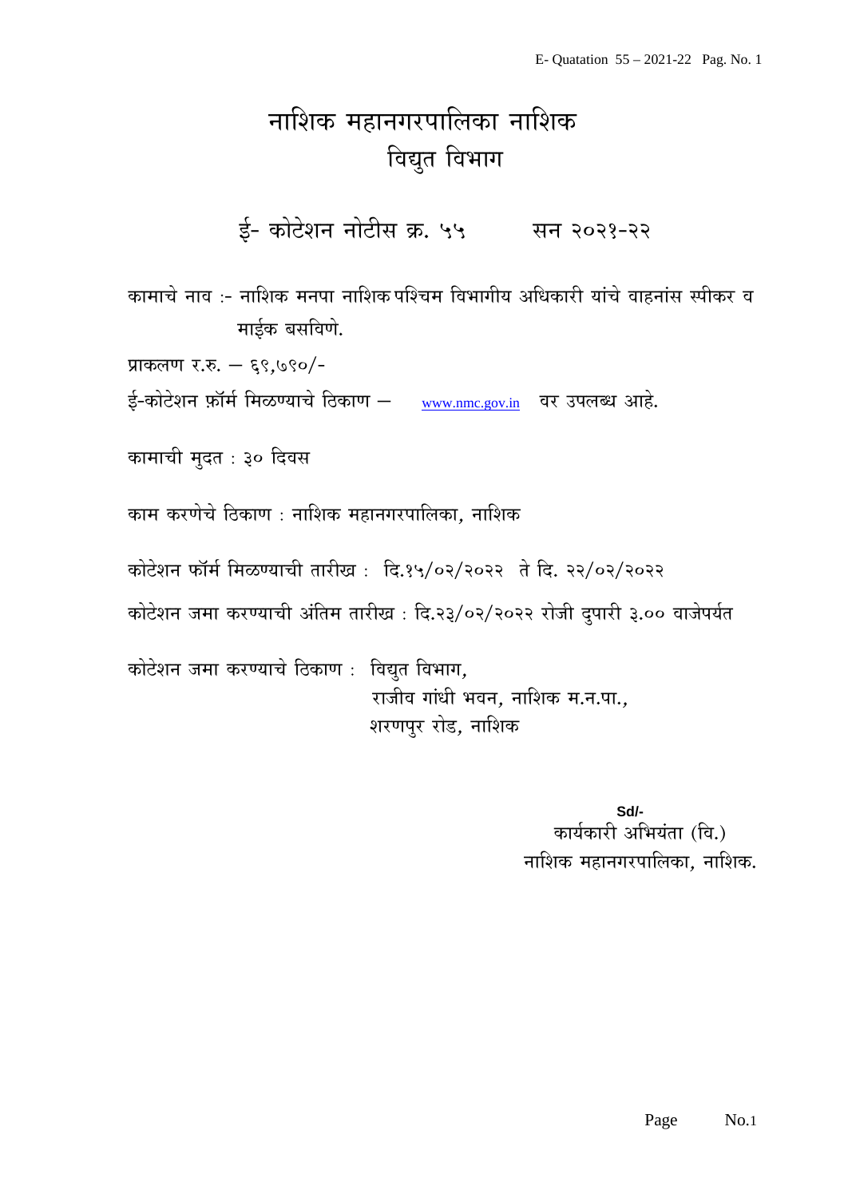# नाशिक महानगरपालिका नाशिक
## विद्युत विभाग

### ई- कोटेशन नोटीस क्र. ५५ सन २०२१-२२

कामाचे नाव :- नाशिक मनपा नाशिक पश्चिम विभागीय अधिकारी यांचे वाहनांस स्पीकर व माईक बसविणे.

प्राकलण र.रु. – ६९,७९०/-

ई-कोटेशन फ़ॉर्म मिळण्याचे ठिकाण – www.nmc.gov.in वर उपलब्ध आहे.

कामाची मुदत : ३० दिवस

काम करणेचे ठिकाण : नाशिक महानगरपालिका, नाशिक

कोटेशन फॉर्म मिळण्याची तारीख : दि.१५/०२/२०२२ ते दि. २२/०२/२०२२

कोटेशन जमा करण्याची अंतिम तारीख : दि.२३/०२/२०२२ रोजी दुपारी ३.०० वाजेपर्यत

कोटेशन जमा करण्याचे ठिकाण : विद्युत विभाग,
राजीव गांधी भवन, नाशिक म.न.पा.,
शरणपुर रोड, नाशिक

Sd/-
कार्यकारी अभियंता (वि.)
नाशिक महानगरपालिका, नाशिक.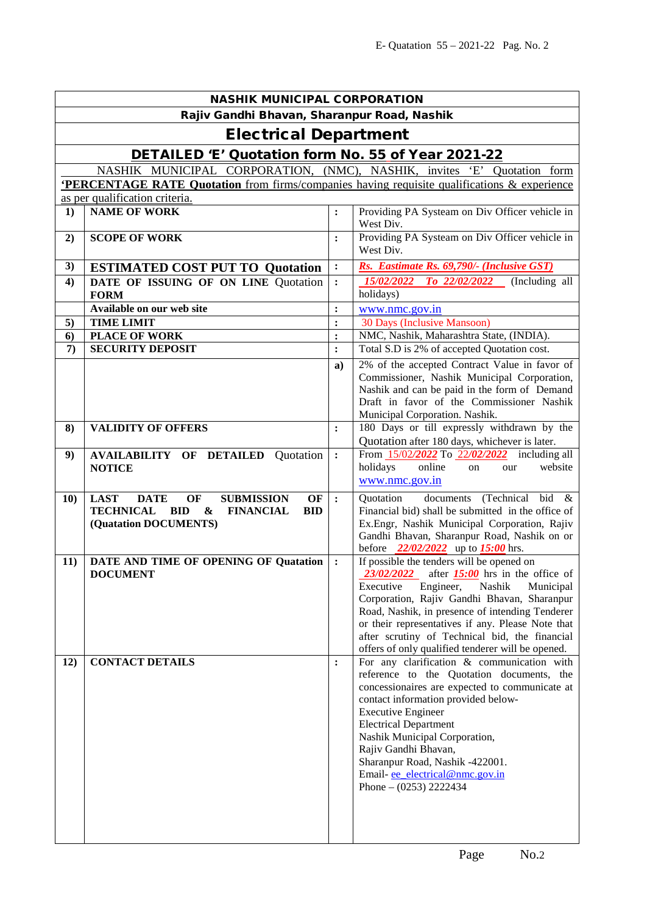## NASHIK MUNICIPAL CORPORATION

### Rajiv Gandhi Bhavan, Sharanpur Road, Nashik

## Electrical Department

## DETAILED 'E' Quotation form No. 55 of Year 2021-22

NASHIK MUNICIPAL CORPORATION, (NMC), NASHIK, invites 'E' Quotation form **'PERCENTAGE RATE Quotation** from firms/companies having requisite qualifications & experience as per qualification criteria.

| | | | |
|---|---|---|---|
| **1)** | **NAME OF WORK** | **:** | Providing PA Systeam on Div Officer vehicle in West Div. |
| **2)** | **SCOPE OF WORK** | **:** | Providing PA Systeam on Div Officer vehicle in West Div. |
| **3)** | **ESTIMATED COST PUT TO Quotation** | **:** | ***Rs. Eastimate Rs. 69,790/- (Inclusive GST)*** |
| **4)** | **DATE OF ISSUING OF ON LINE Quotation FORM** | **:** | *15/02/2022 To 22/02/2022* (Including all holidays) |
| | **Available on our web site** | **:** | www.nmc.gov.in |
| **5)** | **TIME LIMIT** | **:** | 30 Days (Inclusive Mansoon) |
| **6)** | **PLACE OF WORK** | **:** | NMC, Nashik, Maharashtra State, (INDIA). |
| **7)** | **SECURITY DEPOSIT** | **:** | Total S.D is 2% of accepted Quotation cost. |
| | | **a)** | 2% of the accepted Contract Value in favor of Commissioner, Nashik Municipal Corporation, Nashik and can be paid in the form of Demand Draft in favor of the Commissioner Nashik Municipal Corporation. Nashik. |
| **8)** | **VALIDITY OF OFFERS** | **:** | 180 Days or till expressly withdrawn by the Quotation after 180 days, whichever is later. |
| **9)** | **AVAILABILITY OF DETAILED Quotation NOTICE** | **:** | From 15/02/***2022*** To 22/***02/2022*** including all holidays online on our website www.nmc.gov.in |
| **10)** | **LAST DATE OF SUBMISSION OF TECHNICAL BID & FINANCIAL BID (Quatation DOCUMENTS)** | **:** | Quotation documents (Technical bid & Financial bid) shall be submitted in the office of Ex.Engr, Nashik Municipal Corporation, Rajiv Gandhi Bhavan, Sharanpur Road, Nashik on or before *22/02/2022* up to ***15:00*** hrs. |
| **11)** | **DATE AND TIME OF OPENING OF Quatation DOCUMENT** | **:** | If possible the tenders will be opened on *23/02/2022* after ***15:00*** hrs in the office of Executive Engineer, Nashik Municipal Corporation, Rajiv Gandhi Bhavan, Sharanpur Road, Nashik, in presence of intending Tenderer or their representatives if any. Please Note that after scrutiny of Technical bid, the financial offers of only qualified tenderer will be opened. |
| **12)** | **CONTACT DETAILS** | **:** | For any clarification & communication with reference to the Quotation documents, the concessionaires are expected to communicate at contact information provided below-<br>Executive Engineer<br>Electrical Department<br>Nashik Municipal Corporation,<br>Rajiv Gandhi Bhavan,<br>Sharanpur Road, Nashik -422001.<br>Email- ee_electrical@nmc.gov.in<br>Phone – (0253) 2222434 |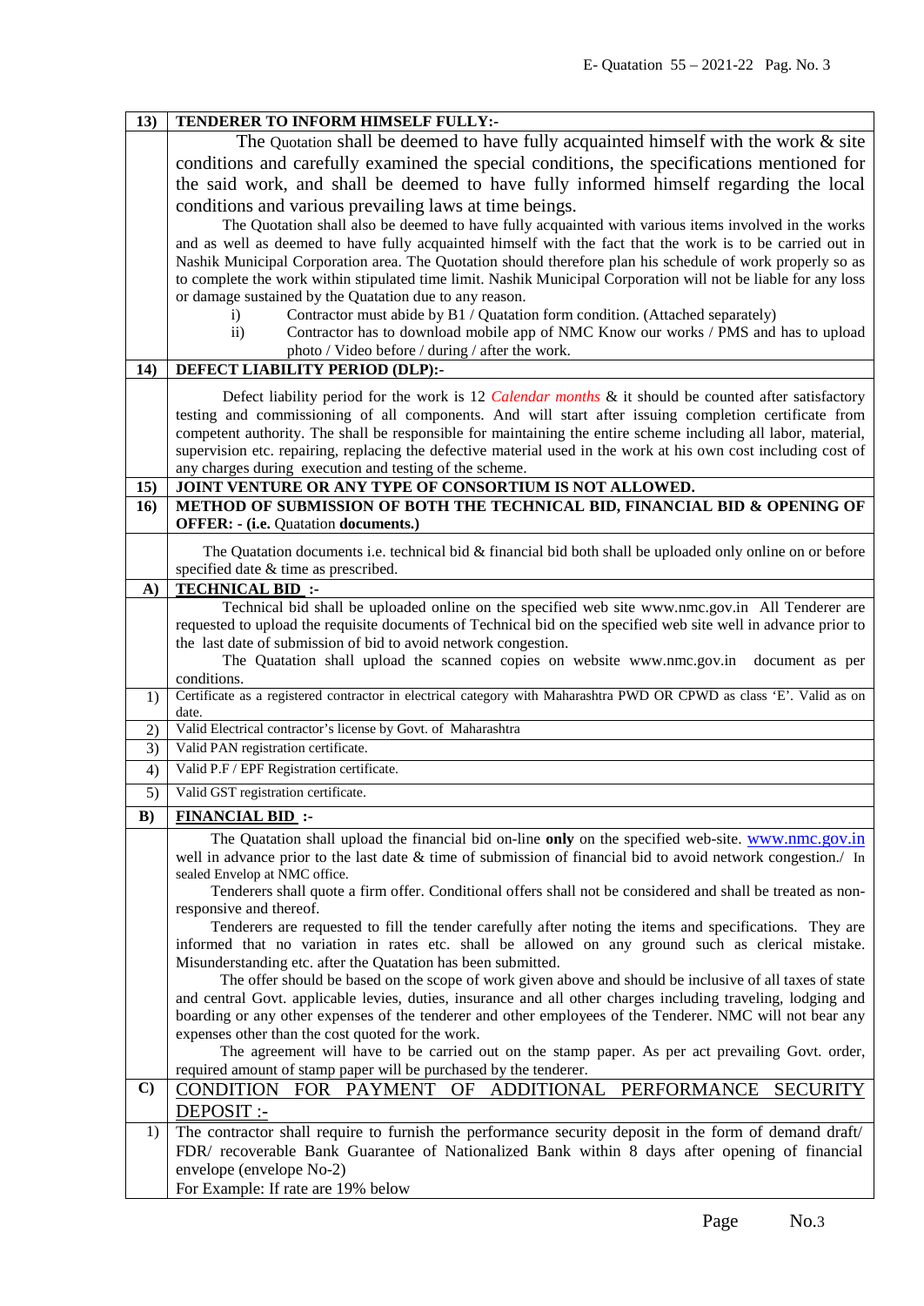| 13) | **TENDERER TO INFORM HIMSELF FULLY:-** |
|---|---|
| | The Quotation shall be deemed to have fully acquainted himself with the work & site conditions and carefully examined the special conditions, the specifications mentioned for the said work, and shall be deemed to have fully informed himself regarding the local conditions and various prevailing laws at time beings.<br>The Quotation shall also be deemed to have fully acquainted with various items involved in the works and as well as deemed to have fully acquainted himself with the fact that the work is to be carried out in Nashik Municipal Corporation area. The Quotation should therefore plan his schedule of work properly so as to complete the work within stipulated time limit. Nashik Municipal Corporation will not be liable for any loss or damage sustained by the Quatation due to any reason.<br>i) Contractor must abide by B1 / Quatation form condition. (Attached separately)<br>ii) Contractor has to download mobile app of NMC Know our works / PMS and has to upload photo / Video before / during / after the work. |
| 14) | **DEFECT LIABILITY PERIOD (DLP):-** |
| | Defect liability period for the work is 12 *Calendar months* & it should be counted after satisfactory testing and commissioning of all components. And will start after issuing completion certificate from competent authority. The shall be responsible for maintaining the entire scheme including all labor, material, supervision etc. repairing, replacing the defective material used in the work at his own cost including cost of any charges during execution and testing of the scheme. |
| 15) | **JOINT VENTURE OR ANY TYPE OF CONSORTIUM IS NOT ALLOWED.** |
| 16) | **METHOD OF SUBMISSION OF BOTH THE TECHNICAL BID, FINANCIAL BID & OPENING OF OFFER: - (i.e.** Quotation **documents.)** |
| | The Quotation documents i.e. technical bid & financial bid both shall be uploaded only online on or before specified date & time as prescribed. |
| A) | **TECHNICAL BID :-** |
| | Technical bid shall be uploaded online on the specified web site www.nmc.gov.in All Tenderer are requested to upload the requisite documents of Technical bid on the specified web site well in advance prior to the last date of submission of bid to avoid network congestion.<br>The Quatation shall upload the scanned copies on website www.nmc.gov.in document as per conditions. |
| 1) | Certificate as a registered contractor in electrical category with Maharashtra PWD OR CPWD as class 'E'. Valid as on date. |
| 2) | Valid Electrical contractor's license by Govt. of Maharashtra |
| 3) | Valid PAN registration certificate. |
| 4) | Valid P.F / EPF Registration certificate. |
| 5) | Valid GST registration certificate. |
| B) | **FINANCIAL BID :-** |
| | The Quatation shall upload the financial bid on-line **only** on the specified web-site. www.nmc.gov.in well in advance prior to the last date & time of submission of financial bid to avoid network congestion./ In sealed Envelop at NMC office.<br>Tenderers shall quote a firm offer. Conditional offers shall not be considered and shall be treated as non-responsive and thereof.<br>Tenderers are requested to fill the tender carefully after noting the items and specifications. They are informed that no variation in rates etc. shall be allowed on any ground such as clerical mistake. Misunderstanding etc. after the Quatation has been submitted.<br>The offer should be based on the scope of work given above and should be inclusive of all taxes of state and central Govt. applicable levies, duties, insurance and all other charges including traveling, lodging and boarding or any other expenses of the tenderer and other employees of the Tenderer. NMC will not bear any expenses other than the cost quoted for the work.<br>The agreement will have to be carried out on the stamp paper. As per act prevailing Govt. order, required amount of stamp paper will be purchased by the tenderer. |
| C) | <u>CONDITION FOR PAYMENT OF ADDITIONAL PERFORMANCE SECURITY DEPOSIT :-</u> |
| 1) | The contractor shall require to furnish the performance security deposit in the form of demand draft/ FDR/ recoverable Bank Guarantee of Nationalized Bank within 8 days after opening of financial envelope (envelope No-2)<br>For Example: If rate are 19% below |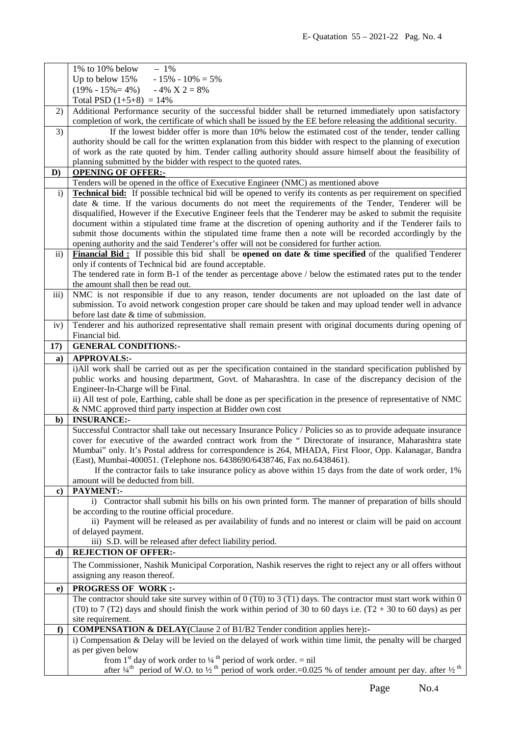| | |
|---|---|
| | 1% to 10% below – 1%<br>Up to below 15% - 15% - 10% = 5%<br>(19% - 15%= 4%) - 4% X 2 = 8%<br>Total PSD (1+5+8) = 14% |
| 2) | Additional Performance security of the successful bidder shall be returned immediately upon satisfactory completion of work, the certificate of which shall be issued by the EE before releasing the additional security. |
| 3) | If the lowest bidder offer is more than 10% below the estimated cost of the tender, tender calling authority should be call for the written explanation from this bidder with respect to the planning of execution of work as the rate quoted by him. Tender calling authority should assure himself about the feasibility of planning submitted by the bidder with respect to the quoted rates. |
| **D)** | **OPENING OF OFFER:-** |
| | Tenders will be opened in the office of Executive Engineer (NMC) as mentioned above |
| i) | **Technical bid:** If possible technical bid will be opened to verify its contents as per requirement on specified date & time. If the various documents do not meet the requirements of the Tender, Tenderer will be disqualified, However if the Executive Engineer feels that the Tenderer may be asked to submit the requisite document within a stipulated time frame at the discretion of opening authority and if the Tenderer fails to submit those documents within the stipulated time frame then a note will be recorded accordingly by the opening authority and the said Tenderer's offer will not be considered for further action. |
| ii) | **Financial Bid :** If possible this bid shall be **opened on date & time specified** of the qualified Tenderer only if contents of Technical bid are found acceptable.<br>The tendered rate in form B-1 of the tender as percentage above / below the estimated rates put to the tender the amount shall then be read out. |
| iii) | NMC is not responsible if due to any reason, tender documents are not uploaded on the last date of submission. To avoid network congestion proper care should be taken and may upload tender well in advance before last date & time of submission. |
| iv) | Tenderer and his authorized representative shall remain present with original documents during opening of Financial bid. |
| **17)** | **GENERAL CONDITIONS:-** |
| **a)** | **APPROVALS:-** |
| | i)All work shall be carried out as per the specification contained in the standard specification published by public works and housing department, Govt. of Maharashtra. In case of the discrepancy decision of the Engineer-In-Charge will be Final.<br>ii) All test of pole, Earthing, cable shall be done as per specification in the presence of representative of NMC & NMC approved third party inspection at Bidder own cost |
| **b)** | **INSURANCE:-** |
| | Successful Contractor shall take out necessary Insurance Policy / Policies so as to provide adequate insurance cover for executive of the awarded contract work from the " Directorate of insurance, Maharashtra state Mumbai" only. It's Postal address for correspondence is 264, MHADA, First Floor, Opp. Kalanagar, Bandra (East), Mumbai-400051. (Telephone nos. 6438690/6438746, Fax no.6438461).<br>If the contractor fails to take insurance policy as above within 15 days from the date of work order, 1% amount will be deducted from bill. |
| **c)** | **PAYMENT:-** |
| | i) Contractor shall submit his bills on his own printed form. The manner of preparation of bills should be according to the routine official procedure.<br>ii) Payment will be released as per availability of funds and no interest or claim will be paid on account of delayed payment.<br>iii) S.D. will be released after defect liability period. |
| **d)** | **REJECTION OF OFFER:-** |
| | The Commissioner, Nashik Municipal Corporation, Nashik reserves the right to reject any or all offers without assigning any reason thereof. |
| **e)** | **PROGRESS OF WORK :-** |
| | The contractor should take site survey within of 0 (T0) to 3 (T1) days. The contractor must start work within 0 (T0) to 7 (T2) days and should finish the work within period of 30 to 60 days i.e. (T2 + 30 to 60 days) as per site requirement. |
| **f)** | **COMPENSATION & DELAY**(Clause 2 of B1/B2 Tender condition applies here)**:-** |
| | i) Compensation & Delay will be levied on the delayed of work within time limit, the penalty will be charged as per given below<br>from 1st day of work order to ¼ th period of work order. = nil<br>after ¼th period of W.O. to ½ th period of work order.=0.025 % of tender amount per day. after ½ th |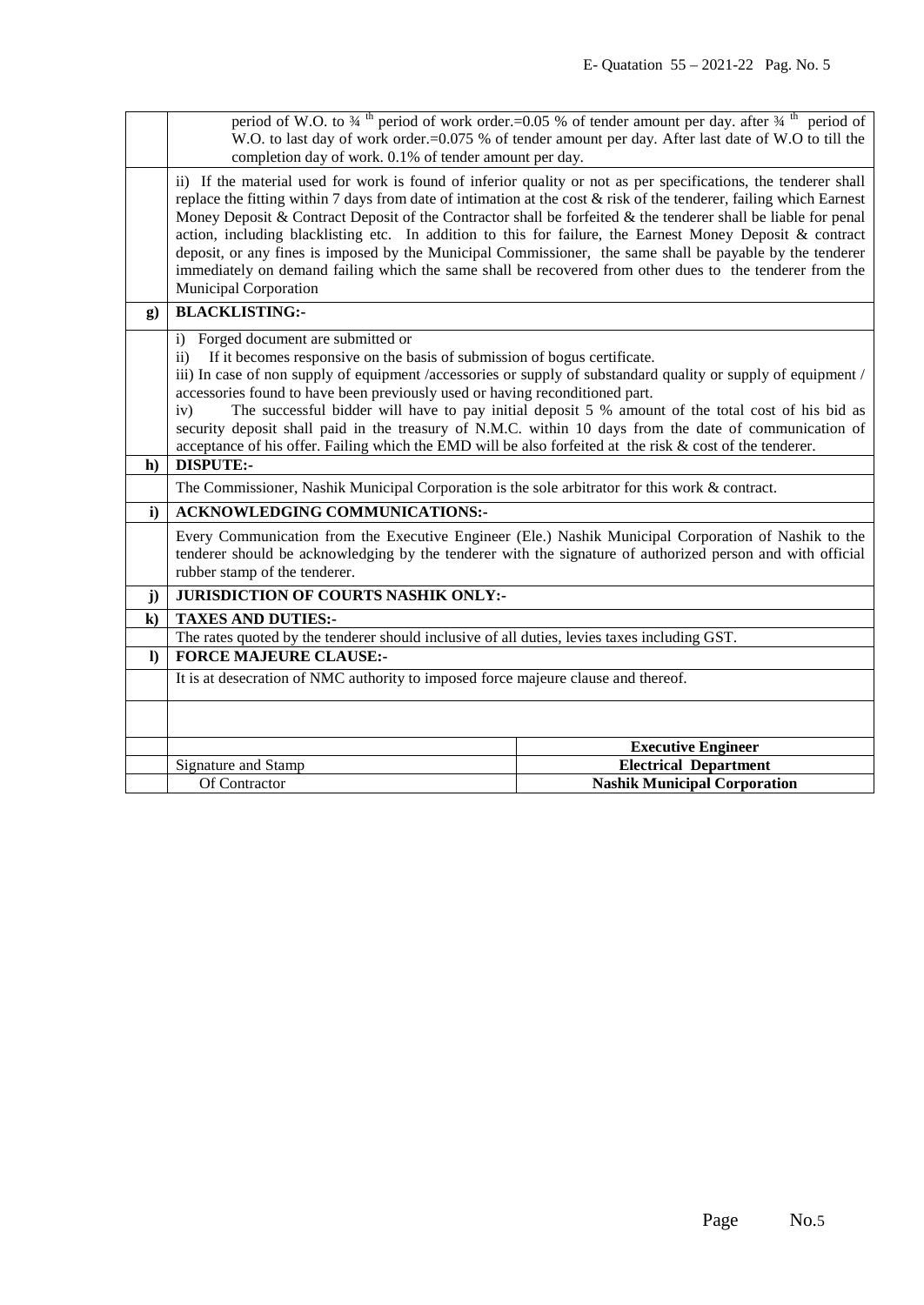| | |
|---|---|
| | period of W.O. to ¾ th period of work order.=0.05 % of tender amount per day. after ¾ th period of W.O. to last day of work order.=0.075 % of tender amount per day. After last date of W.O to till the completion day of work. 0.1% of tender amount per day. |
| | ii) If the material used for work is found of inferior quality or not as per specifications, the tenderer shall replace the fitting within 7 days from date of intimation at the cost & risk of the tenderer, failing which Earnest Money Deposit & Contract Deposit of the Contractor shall be forfeited & the tenderer shall be liable for penal action, including blacklisting etc. In addition to this for failure, the Earnest Money Deposit & contract deposit, or any fines is imposed by the Municipal Commissioner, the same shall be payable by the tenderer immediately on demand failing which the same shall be recovered from other dues to the tenderer from the Municipal Corporation |
| **g)** | **BLACKLISTING:-** |
| | i) Forged document are submitted or<br>ii) If it becomes responsive on the basis of submission of bogus certificate.<br>iii) In case of non supply of equipment /accessories or supply of substandard quality or supply of equipment / accessories found to have been previously used or having reconditioned part.<br>iv) The successful bidder will have to pay initial deposit 5 % amount of the total cost of his bid as security deposit shall paid in the treasury of N.M.C. within 10 days from the date of communication of acceptance of his offer. Failing which the EMD will be also forfeited at the risk & cost of the tenderer. |
| **h)** | **DISPUTE:-** |
| | The Commissioner, Nashik Municipal Corporation is the sole arbitrator for this work & contract. |
| **i)** | **ACKNOWLEDGING COMMUNICATIONS:-** |
| | Every Communication from the Executive Engineer (Ele.) Nashik Municipal Corporation of Nashik to the tenderer should be acknowledging by the tenderer with the signature of authorized person and with official rubber stamp of the tenderer. |
| **j)** | **JURISDICTION OF COURTS NASHIK ONLY:-** |
| **k)** | **TAXES AND DUTIES:-** |
| | The rates quoted by the tenderer should inclusive of all duties, levies taxes including GST. |
| **l)** | **FORCE MAJEURE CLAUSE:-** |
| | It is at desecration of NMC authority to imposed force majeure clause and thereof. |

| | | |
|---|---|---|
| | | **Executive Engineer** |
| | Signature and Stamp | **Electrical Department** |
| | Of Contractor | **Nashik Municipal Corporation** |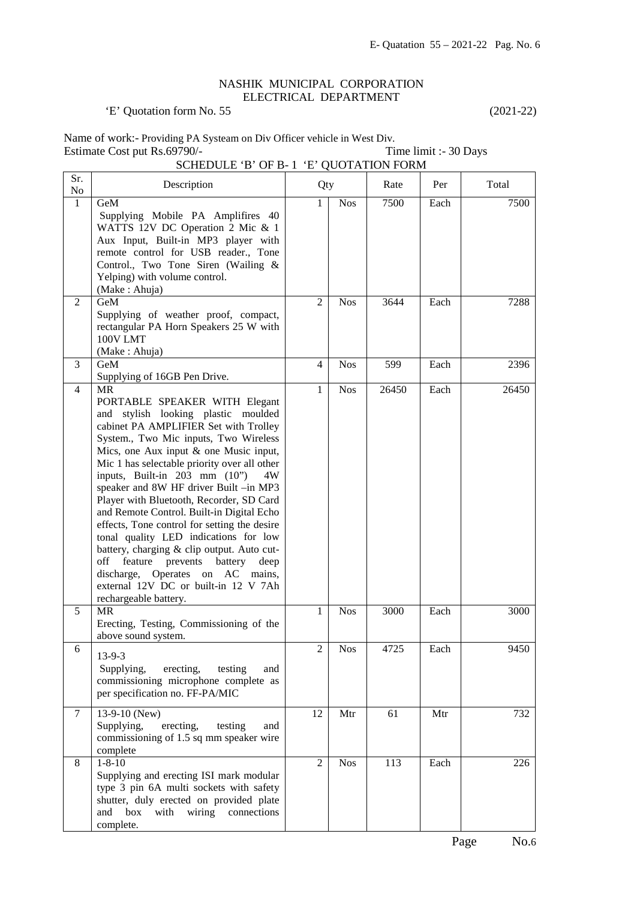# NASHIK MUNICIPAL CORPORATION
## ELECTRICAL DEPARTMENT

'E' Quotation form No. 55 (2021-22)

Name of work:- Providing PA Systeam on Div Officer vehicle in West Div.

Estimate Cost put Rs.69790/- Time limit :- 30 Days

SCHEDULE 'B' OF B- 1 'E' QUOTATION FORM

| Sr. No | Description | Qty | | Rate | Per | Total |
|---|---|---|---|---|---|---|
| 1 | GeM<br>Supplying Mobile PA Amplifires 40 WATTS 12V DC Operation 2 Mic & 1 Aux Input, Built-in MP3 player with remote control for USB reader., Tone Control., Two Tone Siren (Wailing & Yelping) with volume control.<br>(Make : Ahuja) | 1 | Nos | 7500 | Each | 7500 |
| 2 | GeM<br>Supplying of weather proof, compact, rectangular PA Horn Speakers 25 W with 100V LMT<br>(Make : Ahuja) | 2 | Nos | 3644 | Each | 7288 |
| 3 | GeM<br>Supplying of 16GB Pen Drive. | 4 | Nos | 599 | Each | 2396 |
| 4 | MR<br>PORTABLE SPEAKER WITH Elegant and stylish looking plastic moulded cabinet PA AMPLIFIER Set with Trolley System., Two Mic inputs, Two Wireless Mics, one Aux input & one Music input, Mic 1 has selectable priority over all other inputs, Built-in 203 mm (10") 4W speaker and 8W HF driver Built –in MP3 Player with Bluetooth, Recorder, SD Card and Remote Control. Built-in Digital Echo effects, Tone control for setting the desire tonal quality LED indications for low battery, charging & clip output. Auto cut-off feature prevents battery deep discharge, Operates on AC mains, external 12V DC or built-in 12 V 7Ah rechargeable battery. | 1 | Nos | 26450 | Each | 26450 |
| 5 | MR<br>Erecting, Testing, Commissioning of the above sound system. | 1 | Nos | 3000 | Each | 3000 |
| 6 | 13-9-3<br>Supplying, erecting, testing and commissioning microphone complete as per specification no. FF-PA/MIC | 2 | Nos | 4725 | Each | 9450 |
| 7 | 13-9-10 (New)<br>Supplying, erecting, testing and commissioning of 1.5 sq mm speaker wire complete | 12 | Mtr | 61 | Mtr | 732 |
| 8 | 1-8-10<br>Supplying and erecting ISI mark modular type 3 pin 6A multi sockets with safety shutter, duly erected on provided plate and box with wiring connections complete. | 2 | Nos | 113 | Each | 226 |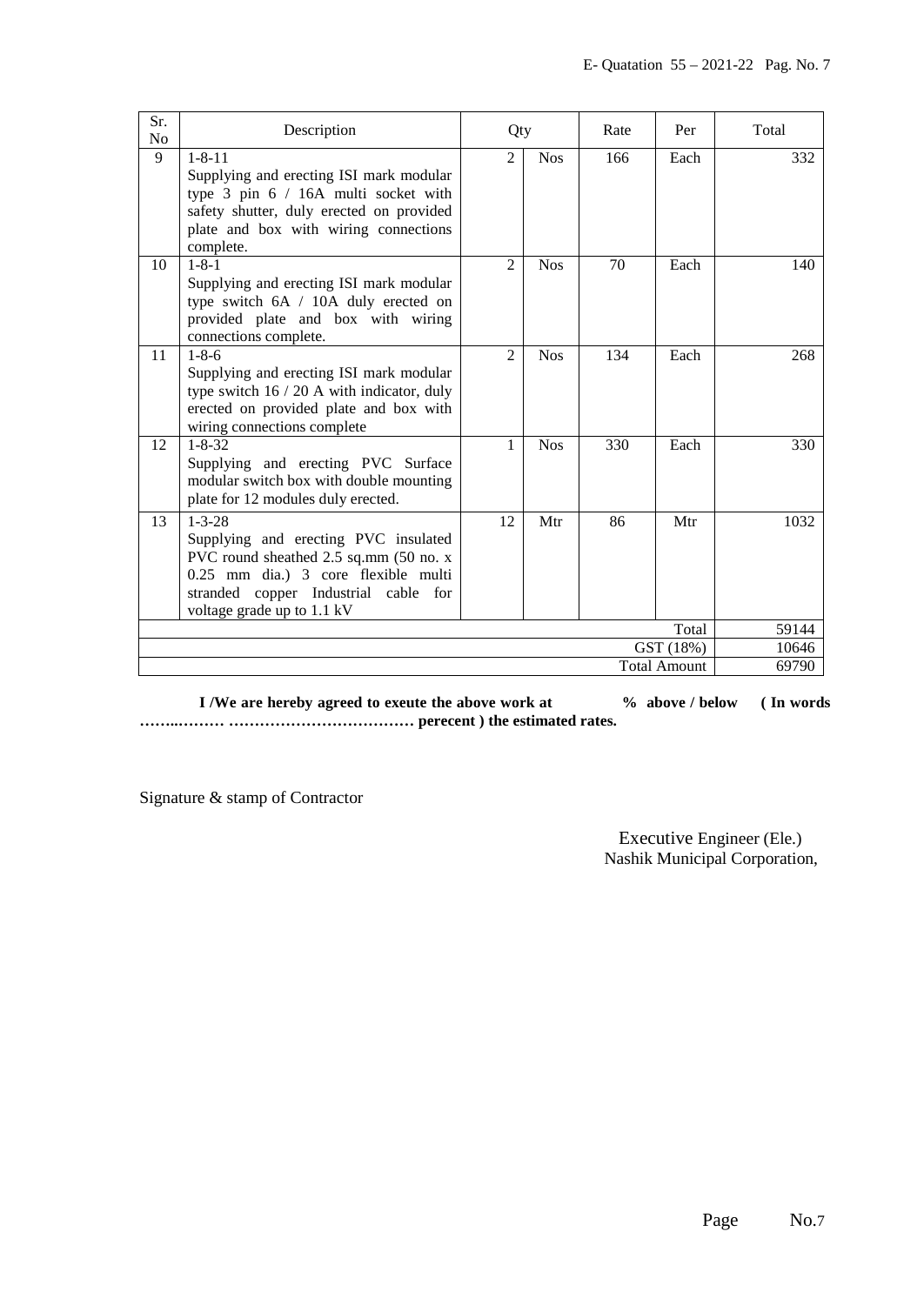| Sr. No | Description | Qty | | Rate | Per | Total |
|---|---|---|---|---|---|---|
| 9 | 1-8-11 Supplying and erecting ISI mark modular type 3 pin 6 / 16A multi socket with safety shutter, duly erected on provided plate and box with wiring connections complete. | 2 | Nos | 166 | Each | 332 |
| 10 | 1-8-1 Supplying and erecting ISI mark modular type switch 6A / 10A duly erected on provided plate and box with wiring connections complete. | 2 | Nos | 70 | Each | 140 |
| 11 | 1-8-6 Supplying and erecting ISI mark modular type switch 16 / 20 A with indicator, duly erected on provided plate and box with wiring connections complete | 2 | Nos | 134 | Each | 268 |
| 12 | 1-8-32 Supplying and erecting PVC Surface modular switch box with double mounting plate for 12 modules duly erected. | 1 | Nos | 330 | Each | 330 |
| 13 | 1-3-28 Supplying and erecting PVC insulated PVC round sheathed 2.5 sq.mm (50 no. x 0.25 mm dia.) 3 core flexible multi stranded copper Industrial cable for voltage grade up to 1.1 kV | 12 | Mtr | 86 | Mtr | 1032 |
| | | | | | Total | 59144 |
| | | | | | GST (18%) | 10646 |
| | | | | | Total Amount | 69790 |

**I /We are hereby agreed to exeute the above work at % above / below ( In words ……..……… ……………………………… perecent ) the estimated rates.**

Signature & stamp of Contractor

Executive Engineer (Ele.)
Nashik Municipal Corporation,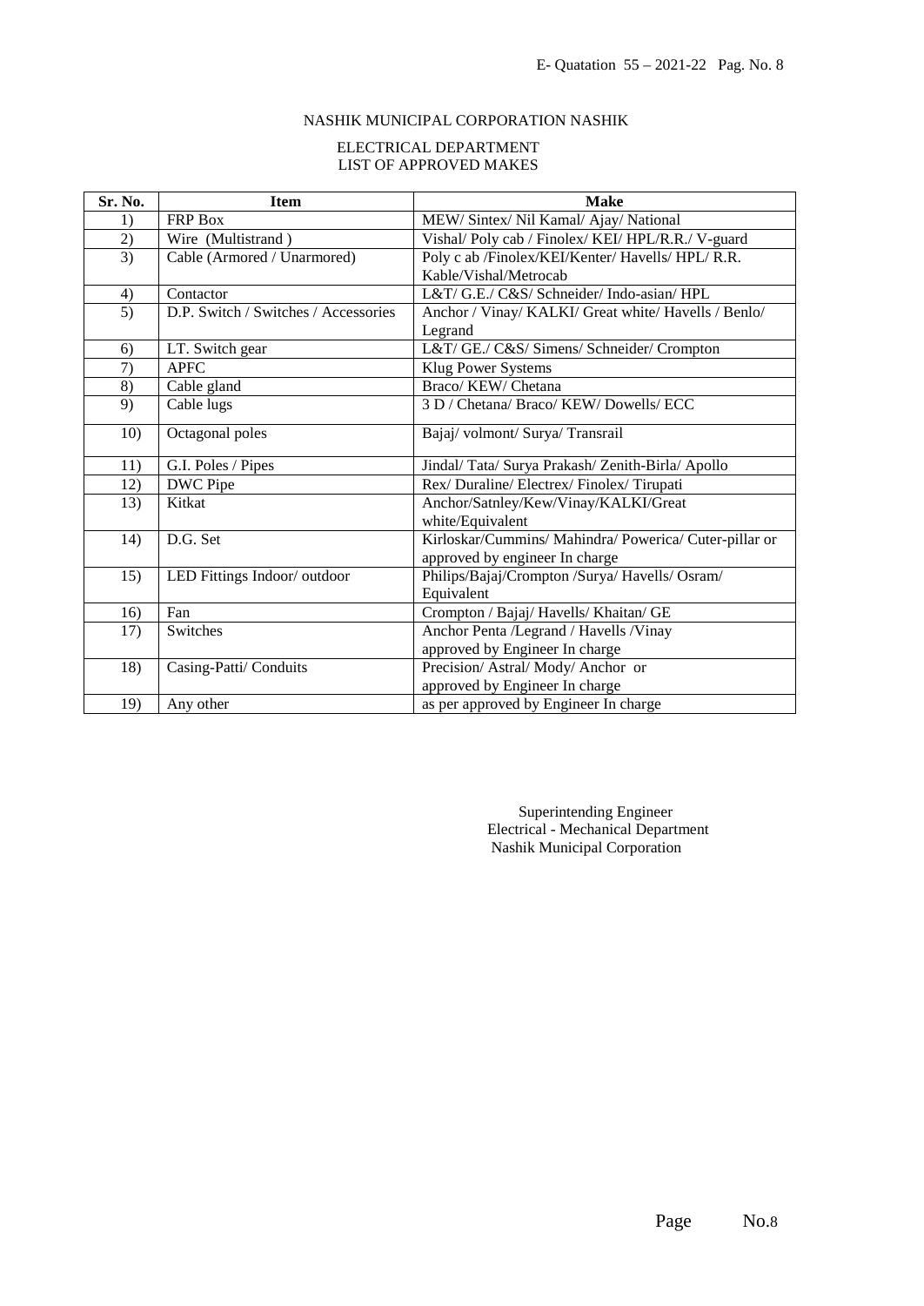NASHIK MUNICIPAL CORPORATION NASHIK

ELECTRICAL DEPARTMENT
LIST OF APPROVED MAKES

| Sr. No. | Item | Make |
|---|---|---|
| 1) | FRP Box | MEW/ Sintex/ Nil Kamal/ Ajay/ National |
| 2) | Wire (Multistrand ) | Vishal/ Poly cab / Finolex/ KEI/ HPL/R.R./ V-guard |
| 3) | Cable (Armored / Unarmored) | Poly c ab /Finolex/KEI/Kenter/ Havells/ HPL/ R.R. Kable/Vishal/Metrocab |
| 4) | Contactor | L&T/ G.E./ C&S/ Schneider/ Indo-asian/ HPL |
| 5) | D.P. Switch / Switches / Accessories | Anchor / Vinay/ KALKI/ Great white/ Havells / Benlo/ Legrand |
| 6) | LT. Switch gear | L&T/ GE./ C&S/ Simens/ Schneider/ Crompton |
| 7) | APFC | Klug Power Systems |
| 8) | Cable gland | Braco/ KEW/ Chetana |
| 9) | Cable lugs | 3 D / Chetana/ Braco/ KEW/ Dowells/ ECC |
| 10) | Octagonal poles | Bajaj/ volmont/ Surya/ Transrail |
| 11) | G.I. Poles / Pipes | Jindal/ Tata/ Surya Prakash/ Zenith-Birla/ Apollo |
| 12) | DWC Pipe | Rex/ Duraline/ Electrex/ Finolex/ Tirupati |
| 13) | Kitkat | Anchor/Satnley/Kew/Vinay/KALKI/Great white/Equivalent |
| 14) | D.G. Set | Kirloskar/Cummins/ Mahindra/ Powerica/ Cuter-pillar or approved by engineer In charge |
| 15) | LED Fittings Indoor/ outdoor | Philips/Bajaj/Crompton /Surya/ Havells/ Osram/ Equivalent |
| 16) | Fan | Crompton / Bajaj/ Havells/ Khaitan/ GE |
| 17) | Switches | Anchor Penta /Legrand / Havells /Vinay approved by Engineer In charge |
| 18) | Casing-Patti/ Conduits | Precision/ Astral/ Mody/ Anchor or approved by Engineer In charge |
| 19) | Any other | as per approved by Engineer In charge |

Superintending Engineer
Electrical - Mechanical Department
Nashik Municipal Corporation